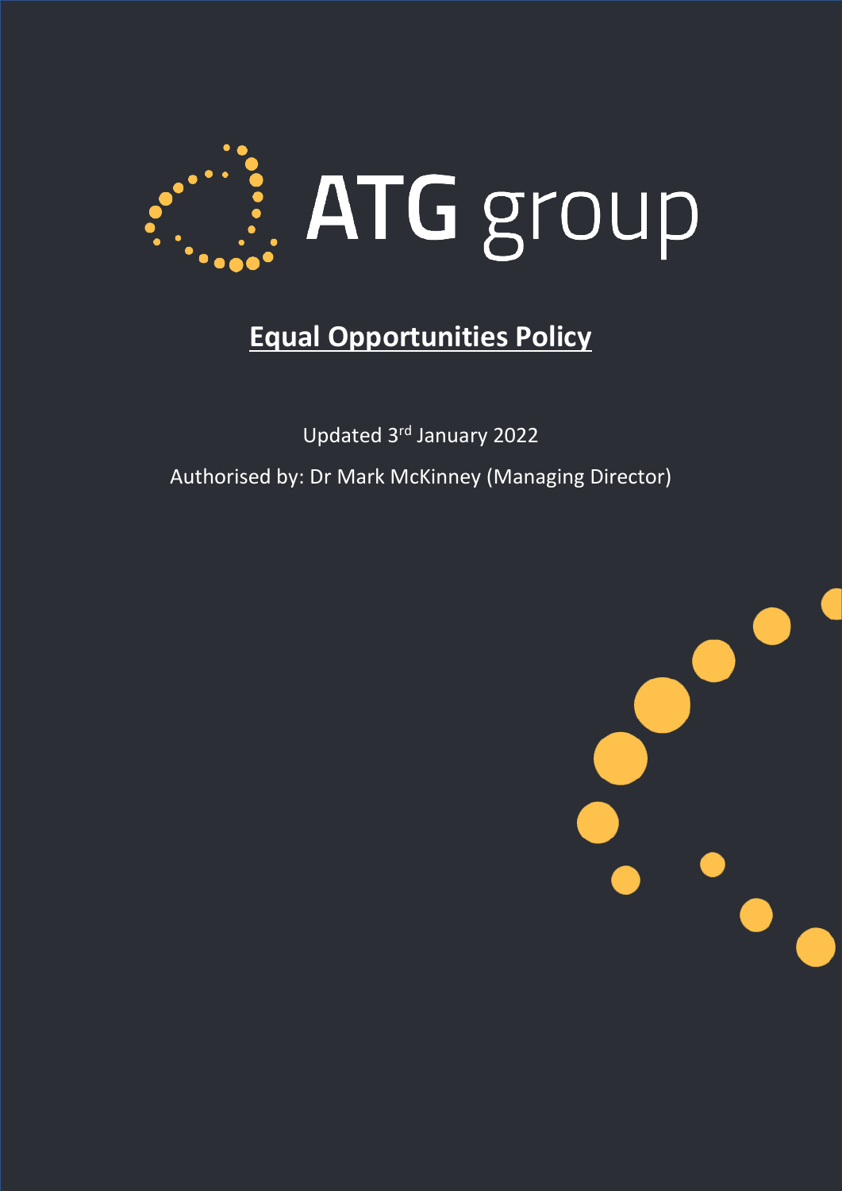ATG group

# Equal Opportunities Policy

Updated 3rd January 2022

Authorised by: Dr Mark McKinney (Managing Director)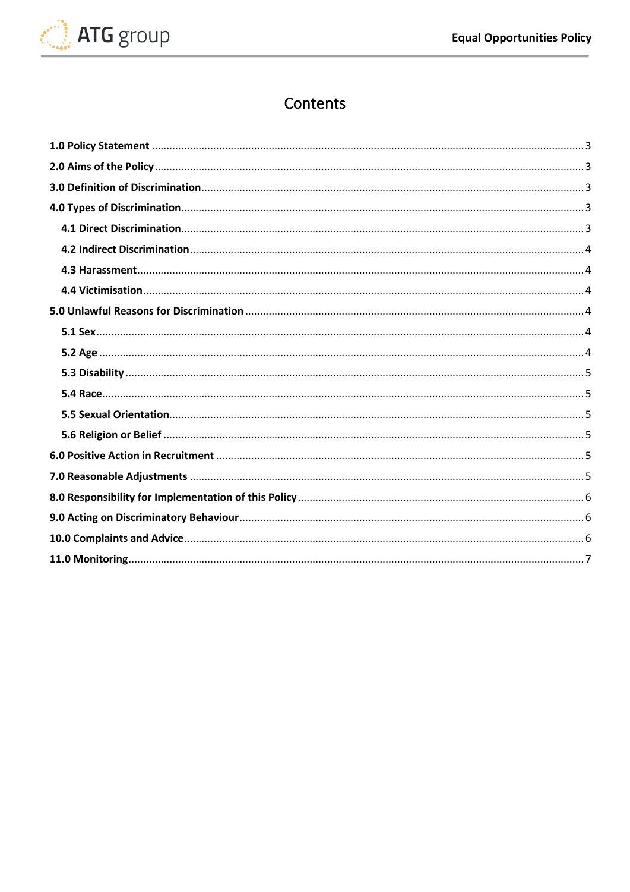# Contents

**1.0 Policy Statement** ........................................................................ 3

**2.0 Aims of the Policy** ........................................................................ 3

**3.0 Definition of Discrimination** ........................................................................ 3

**4.0 Types of Discrimination** ........................................................................ 3

- **4.1 Direct Discrimination** ........................................................................ 3
- **4.2 Indirect Discrimination** ........................................................................ 4
- **4.3 Harassment** ........................................................................ 4
- **4.4 Victimisation** ........................................................................ 4

**5.0 Unlawful Reasons for Discrimination** ........................................................................ 4

- **5.1 Sex** ........................................................................ 4
- **5.2 Age** ........................................................................ 4
- **5.3 Disability** ........................................................................ 5
- **5.4 Race** ........................................................................ 5
- **5.5 Sexual Orientation** ........................................................................ 5
- **5.6 Religion or Belief** ........................................................................ 5

**6.0 Positive Action in Recruitment** ........................................................................ 5

**7.0 Reasonable Adjustments** ........................................................................ 5

**8.0 Responsibility for Implementation of this Policy** ........................................................................ 6

**9.0 Acting on Discriminatory Behaviour** ........................................................................ 6

**10.0 Complaints and Advice** ........................................................................ 6

**11.0 Monitoring** ........................................................................ 7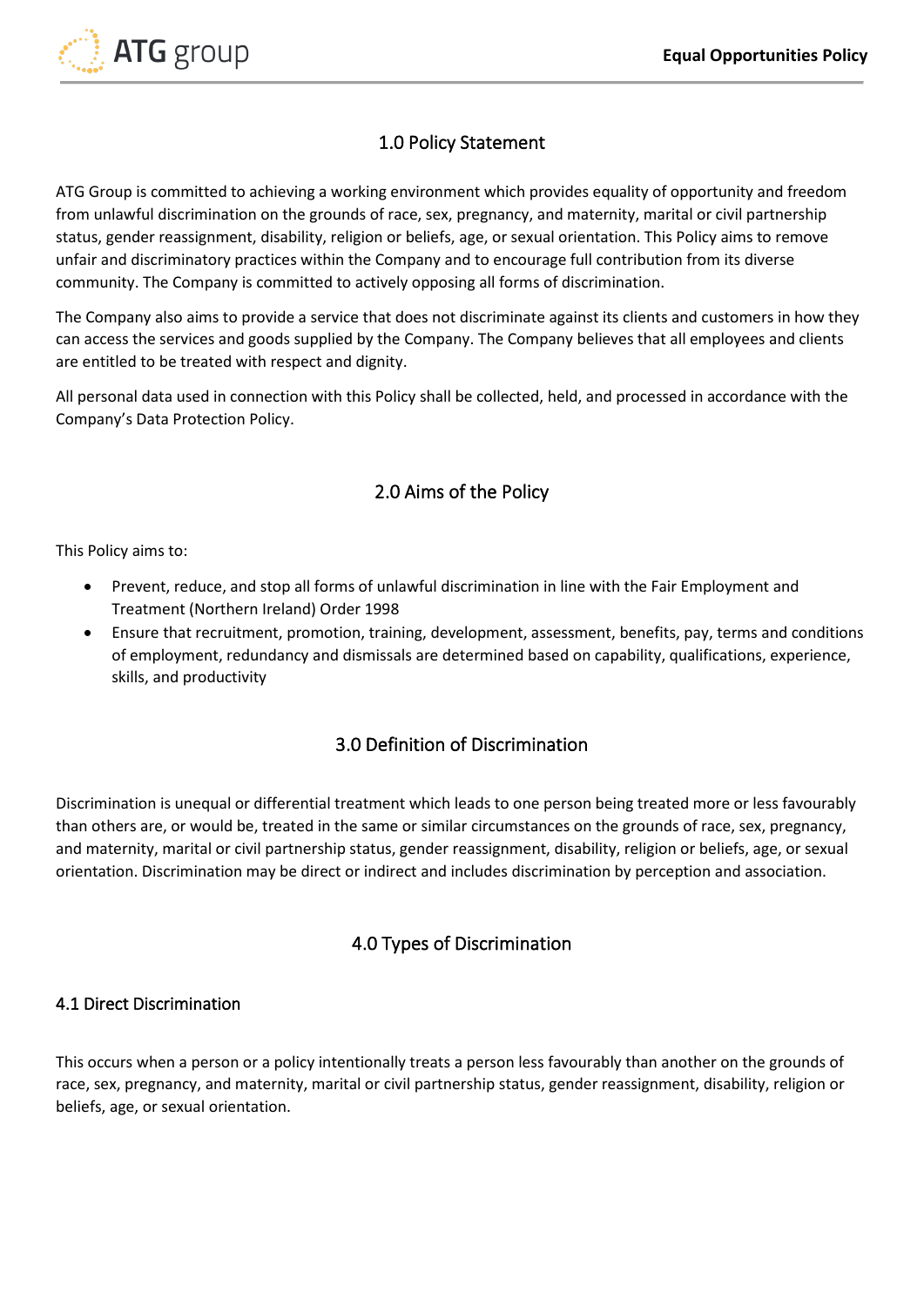## 1.0 Policy Statement

ATG Group is committed to achieving a working environment which provides equality of opportunity and freedom from unlawful discrimination on the grounds of race, sex, pregnancy, and maternity, marital or civil partnership status, gender reassignment, disability, religion or beliefs, age, or sexual orientation. This Policy aims to remove unfair and discriminatory practices within the Company and to encourage full contribution from its diverse community. The Company is committed to actively opposing all forms of discrimination.

The Company also aims to provide a service that does not discriminate against its clients and customers in how they can access the services and goods supplied by the Company. The Company believes that all employees and clients are entitled to be treated with respect and dignity.

All personal data used in connection with this Policy shall be collected, held, and processed in accordance with the Company's Data Protection Policy.

## 2.0 Aims of the Policy

This Policy aims to:

- Prevent, reduce, and stop all forms of unlawful discrimination in line with the Fair Employment and Treatment (Northern Ireland) Order 1998
- Ensure that recruitment, promotion, training, development, assessment, benefits, pay, terms and conditions of employment, redundancy and dismissals are determined based on capability, qualifications, experience, skills, and productivity

## 3.0 Definition of Discrimination

Discrimination is unequal or differential treatment which leads to one person being treated more or less favourably than others are, or would be, treated in the same or similar circumstances on the grounds of race, sex, pregnancy, and maternity, marital or civil partnership status, gender reassignment, disability, religion or beliefs, age, or sexual orientation. Discrimination may be direct or indirect and includes discrimination by perception and association.

## 4.0 Types of Discrimination

### 4.1 Direct Discrimination

This occurs when a person or a policy intentionally treats a person less favourably than another on the grounds of race, sex, pregnancy, and maternity, marital or civil partnership status, gender reassignment, disability, religion or beliefs, age, or sexual orientation.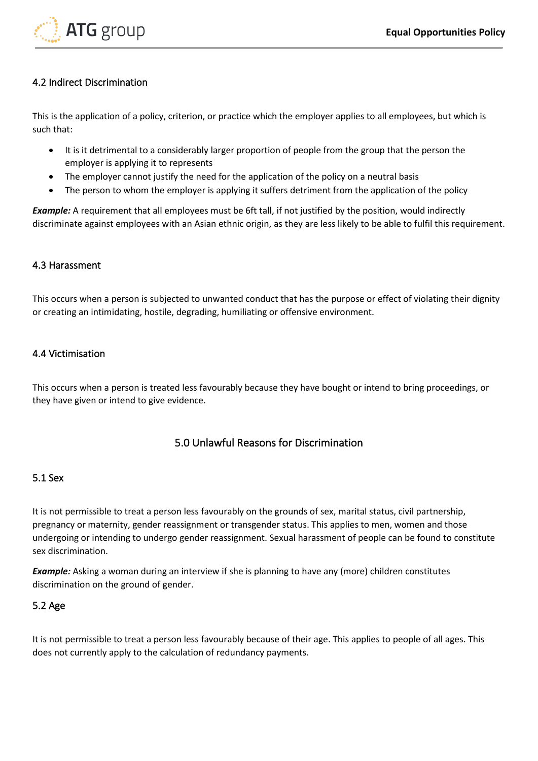### 4.2 Indirect Discrimination

This is the application of a policy, criterion, or practice which the employer applies to all employees, but which is such that:

- It is it detrimental to a considerably larger proportion of people from the group that the person the employer is applying it to represents
- The employer cannot justify the need for the application of the policy on a neutral basis
- The person to whom the employer is applying it suffers detriment from the application of the policy

***Example:*** A requirement that all employees must be 6ft tall, if not justified by the position, would indirectly discriminate against employees with an Asian ethnic origin, as they are less likely to be able to fulfil this requirement.

### 4.3 Harassment

This occurs when a person is subjected to unwanted conduct that has the purpose or effect of violating their dignity or creating an intimidating, hostile, degrading, humiliating or offensive environment.

### 4.4 Victimisation

This occurs when a person is treated less favourably because they have bought or intend to bring proceedings, or they have given or intend to give evidence.

## 5.0 Unlawful Reasons for Discrimination

### 5.1 Sex

It is not permissible to treat a person less favourably on the grounds of sex, marital status, civil partnership, pregnancy or maternity, gender reassignment or transgender status. This applies to men, women and those undergoing or intending to undergo gender reassignment. Sexual harassment of people can be found to constitute sex discrimination.

***Example:*** Asking a woman during an interview if she is planning to have any (more) children constitutes discrimination on the ground of gender.

### 5.2 Age

It is not permissible to treat a person less favourably because of their age. This applies to people of all ages. This does not currently apply to the calculation of redundancy payments.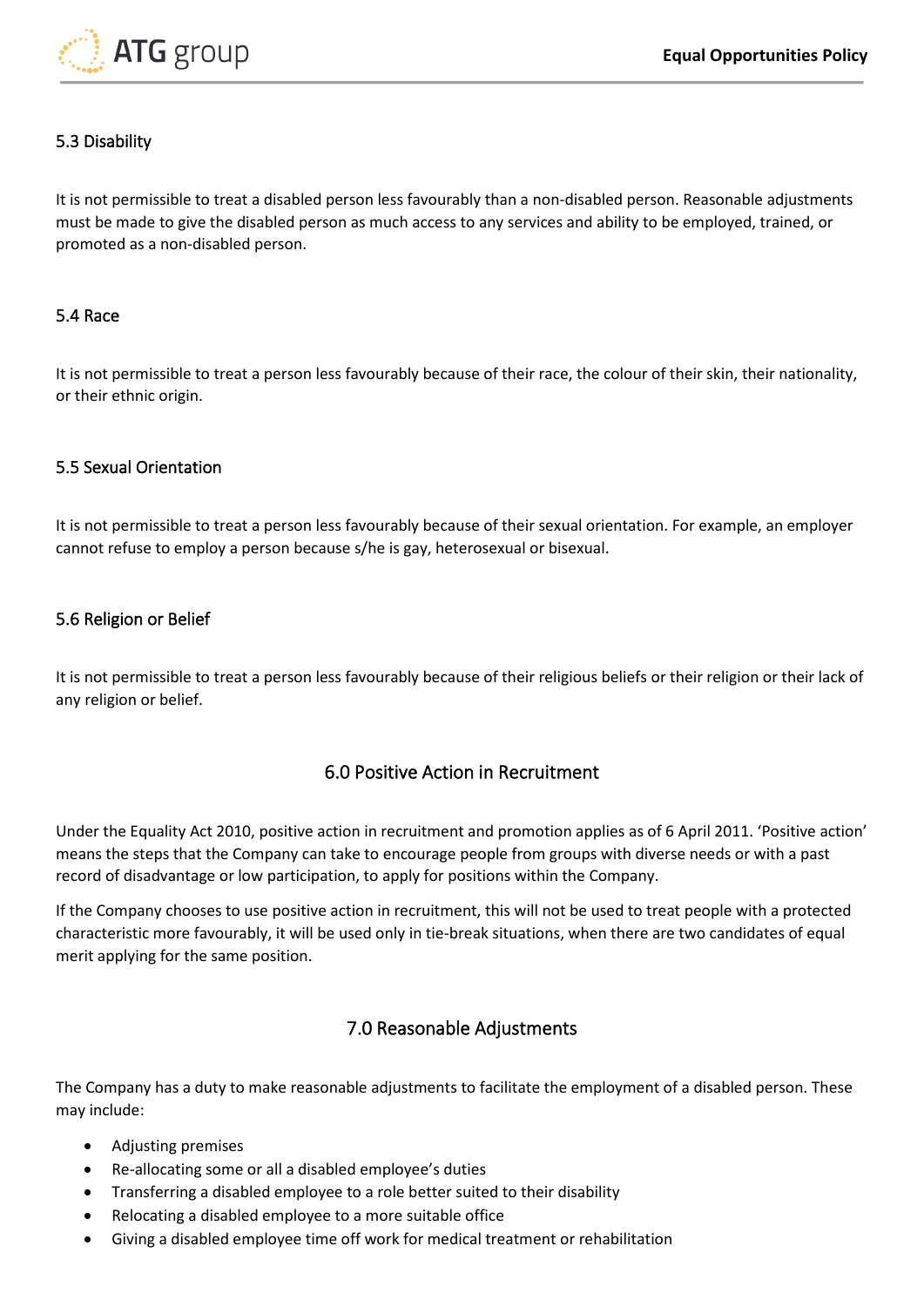### 5.3 Disability

It is not permissible to treat a disabled person less favourably than a non-disabled person. Reasonable adjustments must be made to give the disabled person as much access to any services and ability to be employed, trained, or promoted as a non-disabled person.

### 5.4 Race

It is not permissible to treat a person less favourably because of their race, the colour of their skin, their nationality, or their ethnic origin.

### 5.5 Sexual Orientation

It is not permissible to treat a person less favourably because of their sexual orientation. For example, an employer cannot refuse to employ a person because s/he is gay, heterosexual or bisexual.

### 5.6 Religion or Belief

It is not permissible to treat a person less favourably because of their religious beliefs or their religion or their lack of any religion or belief.

## 6.0 Positive Action in Recruitment

Under the Equality Act 2010, positive action in recruitment and promotion applies as of 6 April 2011. 'Positive action' means the steps that the Company can take to encourage people from groups with diverse needs or with a past record of disadvantage or low participation, to apply for positions within the Company.

If the Company chooses to use positive action in recruitment, this will not be used to treat people with a protected characteristic more favourably, it will be used only in tie-break situations, when there are two candidates of equal merit applying for the same position.

## 7.0 Reasonable Adjustments

The Company has a duty to make reasonable adjustments to facilitate the employment of a disabled person. These may include:

- Adjusting premises
- Re-allocating some or all a disabled employee's duties
- Transferring a disabled employee to a role better suited to their disability
- Relocating a disabled employee to a more suitable office
- Giving a disabled employee time off work for medical treatment or rehabilitation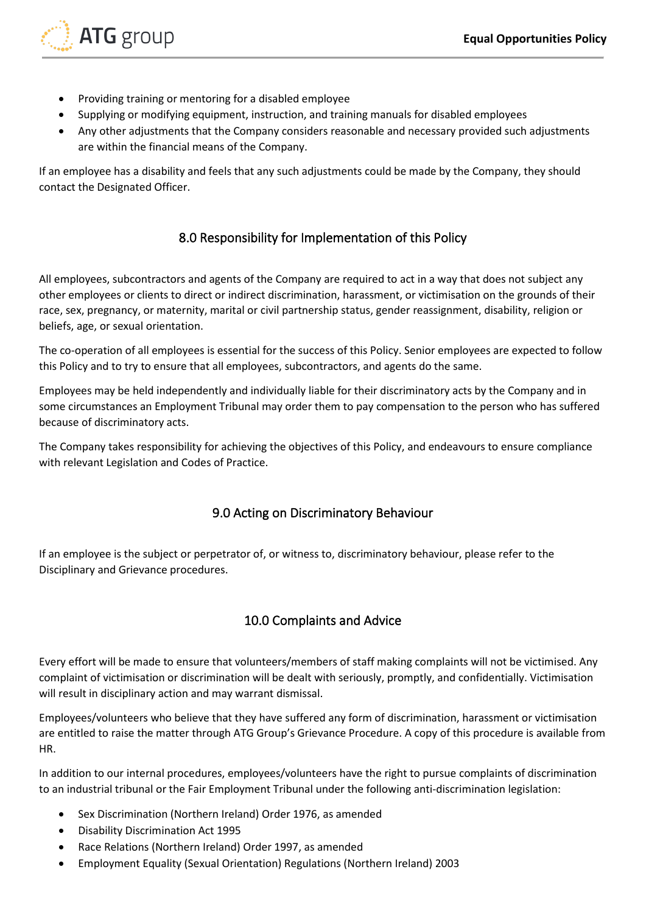- Providing training or mentoring for a disabled employee
- Supplying or modifying equipment, instruction, and training manuals for disabled employees
- Any other adjustments that the Company considers reasonable and necessary provided such adjustments are within the financial means of the Company.

If an employee has a disability and feels that any such adjustments could be made by the Company, they should contact the Designated Officer.

## 8.0 Responsibility for Implementation of this Policy

All employees, subcontractors and agents of the Company are required to act in a way that does not subject any other employees or clients to direct or indirect discrimination, harassment, or victimisation on the grounds of their race, sex, pregnancy, or maternity, marital or civil partnership status, gender reassignment, disability, religion or beliefs, age, or sexual orientation.

The co-operation of all employees is essential for the success of this Policy. Senior employees are expected to follow this Policy and to try to ensure that all employees, subcontractors, and agents do the same.

Employees may be held independently and individually liable for their discriminatory acts by the Company and in some circumstances an Employment Tribunal may order them to pay compensation to the person who has suffered because of discriminatory acts.

The Company takes responsibility for achieving the objectives of this Policy, and endeavours to ensure compliance with relevant Legislation and Codes of Practice.

## 9.0 Acting on Discriminatory Behaviour

If an employee is the subject or perpetrator of, or witness to, discriminatory behaviour, please refer to the Disciplinary and Grievance procedures.

## 10.0 Complaints and Advice

Every effort will be made to ensure that volunteers/members of staff making complaints will not be victimised. Any complaint of victimisation or discrimination will be dealt with seriously, promptly, and confidentially. Victimisation will result in disciplinary action and may warrant dismissal.

Employees/volunteers who believe that they have suffered any form of discrimination, harassment or victimisation are entitled to raise the matter through ATG Group's Grievance Procedure. A copy of this procedure is available from HR.

In addition to our internal procedures, employees/volunteers have the right to pursue complaints of discrimination to an industrial tribunal or the Fair Employment Tribunal under the following anti-discrimination legislation:

- Sex Discrimination (Northern Ireland) Order 1976, as amended
- Disability Discrimination Act 1995
- Race Relations (Northern Ireland) Order 1997, as amended
- Employment Equality (Sexual Orientation) Regulations (Northern Ireland) 2003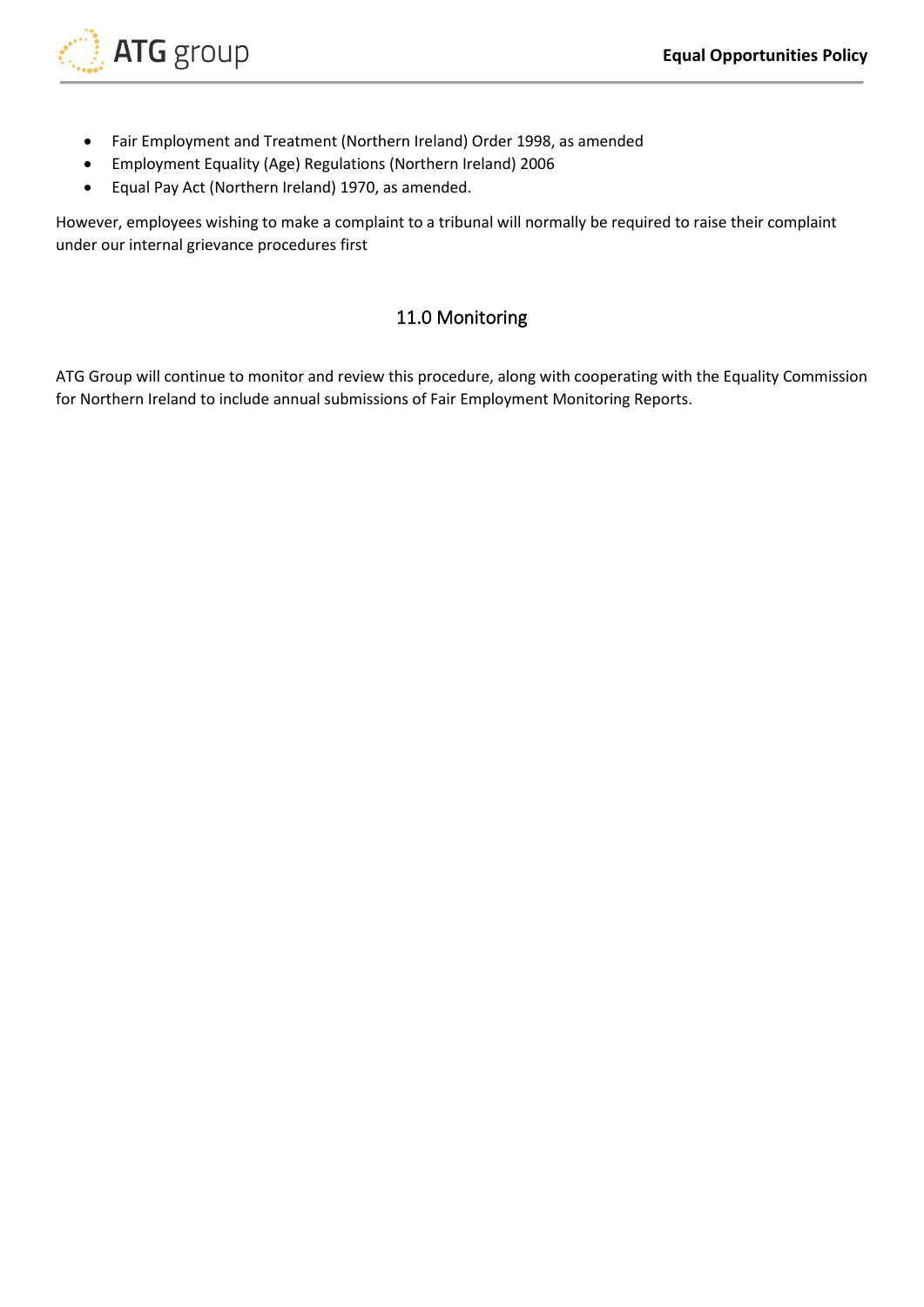- Fair Employment and Treatment (Northern Ireland) Order 1998, as amended
- Employment Equality (Age) Regulations (Northern Ireland) 2006
- Equal Pay Act (Northern Ireland) 1970, as amended.

However, employees wishing to make a complaint to a tribunal will normally be required to raise their complaint under our internal grievance procedures first

## 11.0 Monitoring

ATG Group will continue to monitor and review this procedure, along with cooperating with the Equality Commission for Northern Ireland to include annual submissions of Fair Employment Monitoring Reports.